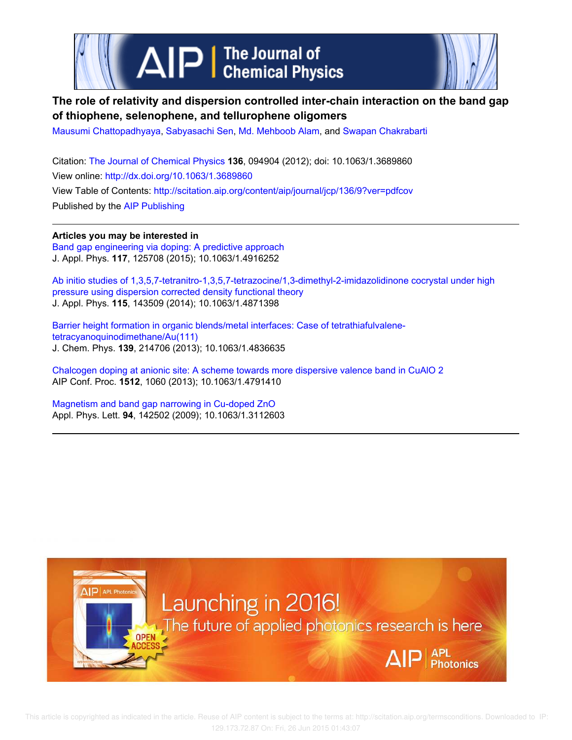# The role of relativity and dispersion controlled inter-chain interaction on the band gap of thiophene, selenophene, and tellurophene oligomers

Mausumi Chattopadhyaya, Sabyasachi Sen, Md. Mehboob Alam, and Swapan Chakrabarti

Citation: The Journal of Chemical Physics **136**, 094904 (2012); doi: 10.1063/1.3689860

View online: http://dx.doi.org/10.1063/1.3689860

View Table of Contents: http://scitation.aip.org/content/aip/journal/jcp/136/9?ver=pdfcov

Published by the AIP Publishing

**Articles you may be interested in**

Band gap engineering via doping: A predictive approach
J. Appl. Phys. **117**, 125708 (2015); 10.1063/1.4916252

Ab initio studies of 1,3,5,7-tetranitro-1,3,5,7-tetrazocine/1,3-dimethyl-2-imidazolidinone cocrystal under high pressure using dispersion corrected density functional theory
J. Appl. Phys. **115**, 143509 (2014); 10.1063/1.4871398

Barrier height formation in organic blends/metal interfaces: Case of tetrathiafulvalene-tetracyanoquinodimethane/Au(111)
J. Chem. Phys. **139**, 214706 (2013); 10.1063/1.4836635

Chalcogen doping at anionic site: A scheme towards more dispersive valence band in CuAlO 2
AIP Conf. Proc. **1512**, 1060 (2013); 10.1063/1.4791410

Magnetism and band gap narrowing in Cu-doped ZnO
Appl. Phys. Lett. **94**, 142502 (2009); 10.1063/1.3112603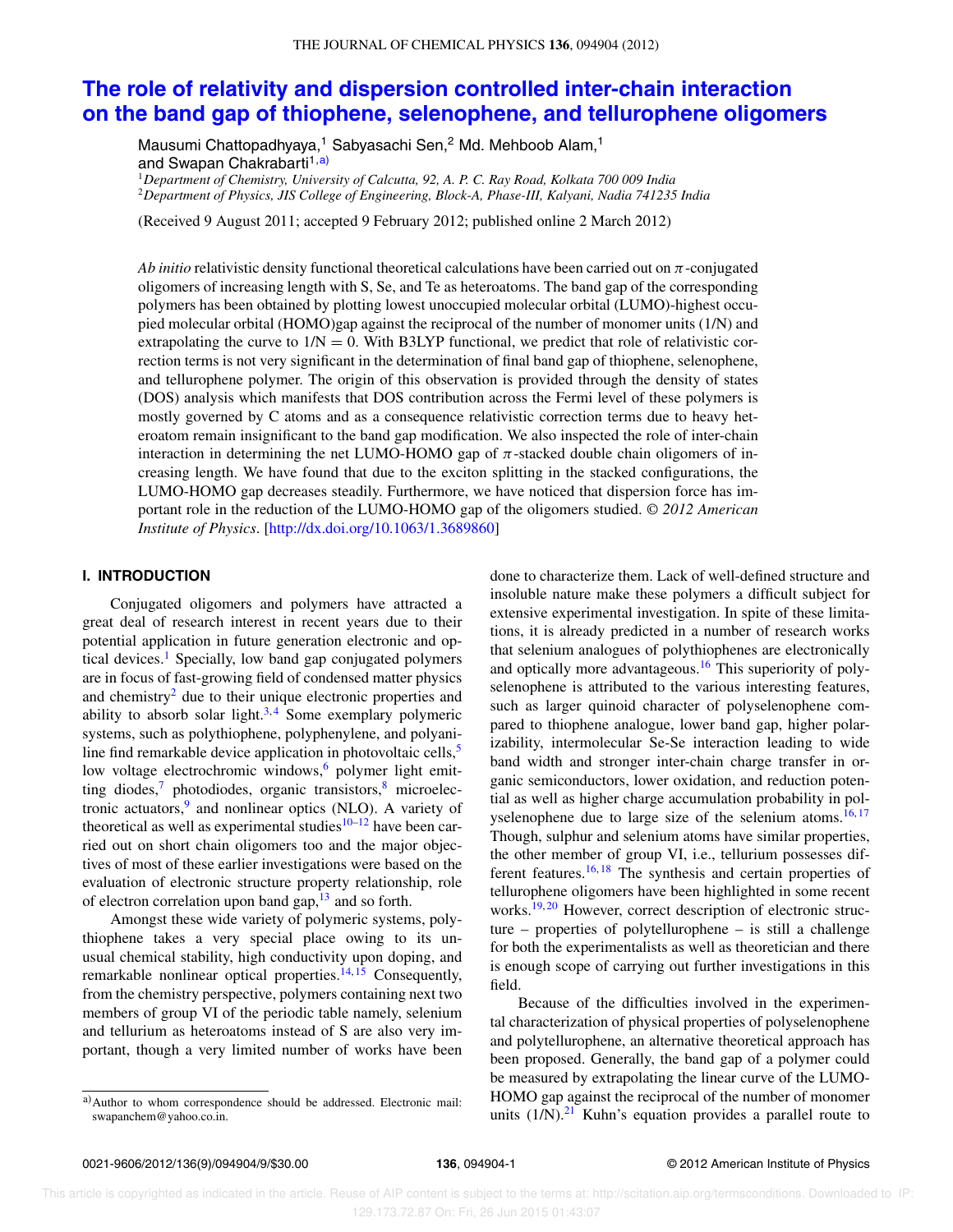# The role of relativity and dispersion controlled inter-chain interaction on the band gap of thiophene, selenophene, and tellurophene oligomers

Mausumi Chattopadhyaya,[1] Sabyasachi Sen,[2] Md. Mehboob Alam,[1] and Swapan Chakrabarti[1,a)]

[1]*Department of Chemistry, University of Calcutta, 92, A. P. C. Ray Road, Kolkata 700 009 India*
[2]*Department of Physics, JIS College of Engineering, Block-A, Phase-III, Kalyani, Nadia 741235 India*

(Received 9 August 2011; accepted 9 February 2012; published online 2 March 2012)

*Ab initio* relativistic density functional theoretical calculations have been carried out on $\pi$-conjugated oligomers of increasing length with S, Se, and Te as heteroatoms. The band gap of the corresponding polymers has been obtained by plotting lowest unoccupied molecular orbital (LUMO)-highest occupied molecular orbital (HOMO)gap against the reciprocal of the number of monomer units (1/N) and extrapolating the curve to 1/N = 0. With B3LYP functional, we predict that role of relativistic correction terms is not very significant in the determination of final band gap of thiophene, selenophene, and tellurophene polymer. The origin of this observation is provided through the density of states (DOS) analysis which manifests that DOS contribution across the Fermi level of these polymers is mostly governed by C atoms and as a consequence relativistic correction terms due to heavy heteroatom remain insignificant to the band gap modification. We also inspected the role of inter-chain interaction in determining the net LUMO-HOMO gap of $\pi$-stacked double chain oligomers of increasing length. We have found that due to the exciton splitting in the stacked configurations, the LUMO-HOMO gap decreases steadily. Furthermore, we have noticed that dispersion force has important role in the reduction of the LUMO-HOMO gap of the oligomers studied. *© 2012 American Institute of Physics*. [http://dx.doi.org/10.1063/1.3689860]

## I. INTRODUCTION

Conjugated oligomers and polymers have attracted a great deal of research interest in recent years due to their potential application in future generation electronic and optical devices.[1] Specially, low band gap conjugated polymers are in focus of fast-growing field of condensed matter physics and chemistry[2] due to their unique electronic properties and ability to absorb solar light.[3,4] Some exemplary polymeric systems, such as polythiophene, polyphenylene, and polyaniline find remarkable device application in photovoltaic cells,[5] low voltage electrochromic windows,[6] polymer light emitting diodes,[7] photodiodes, organic transistors,[8] microelectronic actuators,[9] and nonlinear optics (NLO). A variety of theoretical as well as experimental studies[10–12] have been carried out on short chain oligomers too and the major objectives of most of these earlier investigations were based on the evaluation of electronic structure property relationship, role of electron correlation upon band gap,[13] and so forth.

Amongst these wide variety of polymeric systems, polythiophene takes a very special place owing to its unusual chemical stability, high conductivity upon doping, and remarkable nonlinear optical properties.[14,15] Consequently, from the chemistry perspective, polymers containing next two members of group VI of the periodic table namely, selenium and tellurium as heteroatoms instead of S are also very important, though a very limited number of works have been done to characterize them. Lack of well-defined structure and insoluble nature make these polymers a difficult subject for extensive experimental investigation. In spite of these limitations, it is already predicted in a number of research works that selenium analogues of polythiophenes are electronically and optically more advantageous.[16] This superiority of polyselenophene is attributed to the various interesting features, such as larger quinoid character of polyselenophene compared to thiophene analogue, lower band gap, higher polarizability, intermolecular Se-Se interaction leading to wide band width and stronger inter-chain charge transfer in organic semiconductors, lower oxidation, and reduction potential as well as higher charge accumulation probability in polyselenophene due to large size of the selenium atoms.[16,17] Though, sulphur and selenium atoms have similar properties, the other member of group VI, i.e., tellurium possesses different features.[16,18] The synthesis and certain properties of tellurophene oligomers have been highlighted in some recent works.[19,20] However, correct description of electronic structure – properties of polytellurophene – is still a challenge for both the experimentalists as well as theoretician and there is enough scope of carrying out further investigations in this field.

Because of the difficulties involved in the experimental characterization of physical properties of polyselenophene and polytellurophene, an alternative theoretical approach has been proposed. Generally, the band gap of a polymer could be measured by extrapolating the linear curve of the LUMO-HOMO gap against the reciprocal of the number of monomer units (1/N).[21] Kuhn's equation provides a parallel route to

a)Author to whom correspondence should be addressed. Electronic mail: swapanchem@yahoo.co.in.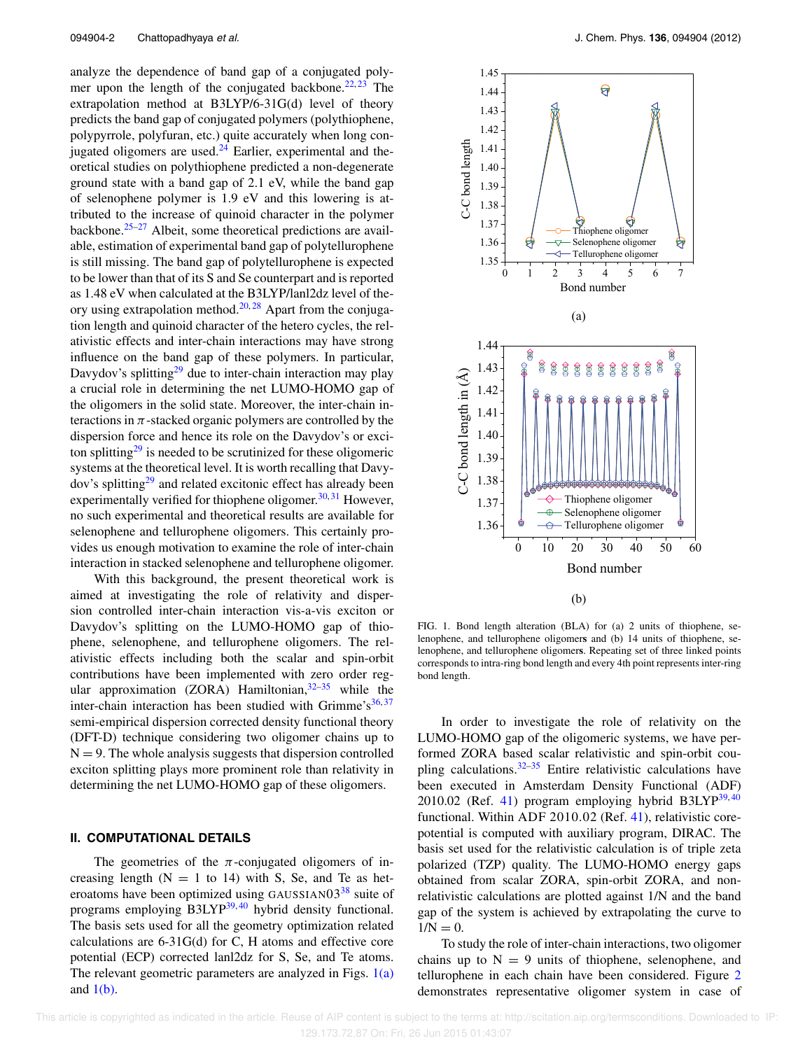analyze the dependence of band gap of a conjugated polymer upon the length of the conjugated backbone.[22,23] The extrapolation method at B3LYP/6-31G(d) level of theory predicts the band gap of conjugated polymers (polythiophene, polypyrrole, polyfuran, etc.) quite accurately when long conjugated oligomers are used.[24] Earlier, experimental and theoretical studies on polythiophene predicted a non-degenerate ground state with a band gap of 2.1 eV, while the band gap of selenophene polymer is 1.9 eV and this lowering is attributed to the increase of quinoid character in the polymer backbone.[25–27] Albeit, some theoretical predictions are available, estimation of experimental band gap of polytellurophene is still missing. The band gap of polytellurophene is expected to be lower than that of its S and Se counterpart and is reported as 1.48 eV when calculated at the B3LYP/lanl2dz level of theory using extrapolation method.[20,28] Apart from the conjugation length and quinoid character of the hetero cycles, the relativistic effects and inter-chain interactions may have strong influence on the band gap of these polymers. In particular, Davydov's splitting[29] due to inter-chain interaction may play a crucial role in determining the net LUMO-HOMO gap of the oligomers in the solid state. Moreover, the inter-chain interactions in $\pi$-stacked organic polymers are controlled by the dispersion force and hence its role on the Davydov's or exciton splitting[29] is needed to be scrutinized for these oligomeric systems at the theoretical level. It is worth recalling that Davydov's splitting[29] and related excitonic effect has already been experimentally verified for thiophene oligomer.[30,31] However, no such experimental and theoretical results are available for selenophene and tellurophene oligomers. This certainly provides us enough motivation to examine the role of inter-chain interaction in stacked selenophene and tellurophene oligomer.

With this background, the present theoretical work is aimed at investigating the role of relativity and dispersion controlled inter-chain interaction vis-a-vis exciton or Davydov's splitting on the LUMO-HOMO gap of thiophene, selenophene, and tellurophene oligomers. The relativistic effects including both the scalar and spin-orbit contributions have been implemented with zero order regular approximation (ZORA) Hamiltonian,[32–35] while the inter-chain interaction has been studied with Grimme's[36,37] semi-empirical dispersion corrected density functional theory (DFT-D) technique considering two oligomer chains up to N = 9. The whole analysis suggests that dispersion controlled exciton splitting plays more prominent role than relativity in determining the net LUMO-HOMO gap of these oligomers.

## II. COMPUTATIONAL DETAILS

The geometries of the $\pi$-conjugated oligomers of increasing length (N = 1 to 14) with S, Se, and Te as heteroatoms have been optimized using GAUSSIAN03[38] suite of programs employing B3LYP[39,40] hybrid density functional. The basis sets used for all the geometry optimization related calculations are 6-31G(d) for C, H atoms and effective core potential (ECP) corrected lanl2dz for S, Se, and Te atoms. The relevant geometric parameters are analyzed in Figs. 1(a) and 1(b).

FIG. 1. Bond length alteration (BLA) for (a) 2 units of thiophene, selenophene, and tellurophene oligomers and (b) 14 units of thiophene, selenophene, and tellurophene oligomers. Repeating set of three linked points corresponds to intra-ring bond length and every 4th point represents inter-ring bond length.

In order to investigate the role of relativity on the LUMO-HOMO gap of the oligomeric systems, we have performed ZORA based scalar relativistic and spin-orbit coupling calculations.[32–35] Entire relativistic calculations have been executed in Amsterdam Density Functional (ADF) 2010.02 (Ref. 41) program employing hybrid B3LYP[39,40] functional. Within ADF 2010.02 (Ref. 41), relativistic core-potential is computed with auxiliary program, DIRAC. The basis set used for the relativistic calculation is of triple zeta polarized (TZP) quality. The LUMO-HOMO energy gaps obtained from scalar ZORA, spin-orbit ZORA, and non-relativistic calculations are plotted against 1/N and the band gap of the system is achieved by extrapolating the curve to 1/N = 0.

To study the role of inter-chain interactions, two oligomer chains up to N = 9 units of thiophene, selenophene, and tellurophene in each chain have been considered. Figure 2 demonstrates representative oligomer system in case of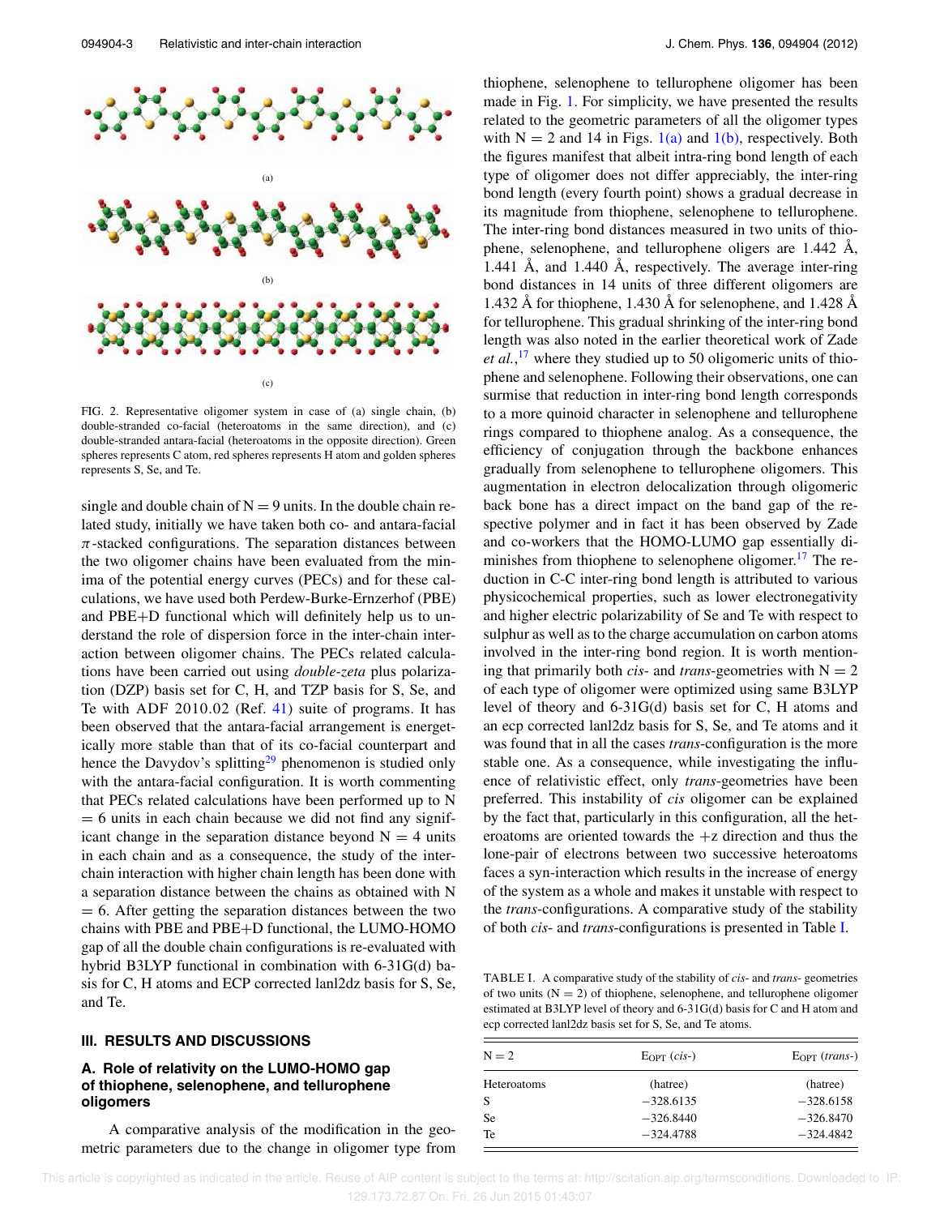FIG. 2. Representative oligomer system in case of (a) single chain, (b) double-stranded co-facial (heteroatoms in the same direction), and (c) double-stranded antara-facial (heteroatoms in the opposite direction). Green spheres represents C atom, red spheres represents H atom and golden spheres represents S, Se, and Te.

single and double chain of N = 9 units. In the double chain related study, initially we have taken both co- and antara-facial $\pi$-stacked configurations. The separation distances between the two oligomer chains have been evaluated from the minima of the potential energy curves (PECs) and for these calculations, we have used both Perdew-Burke-Ernzerhof (PBE) and PBE+D functional which will definitely help us to understand the role of dispersion force in the inter-chain interaction between oligomer chains. The PECs related calculations have been carried out using *double-zeta* plus polarization (DZP) basis set for C, H, and TZP basis for S, Se, and Te with ADF 2010.02 (Ref. 41) suite of programs. It has been observed that the antara-facial arrangement is energetically more stable than that of its co-facial counterpart and hence the Davydov's splitting[29] phenomenon is studied only with the antara-facial configuration. It is worth commenting that PECs related calculations have been performed up to N = 6 units in each chain because we did not find any significant change in the separation distance beyond N = 4 units in each chain and as a consequence, the study of the inter-chain interaction with higher chain length has been done with a separation distance between the chains as obtained with N = 6. After getting the separation distances between the two chains with PBE and PBE+D functional, the LUMO-HOMO gap of all the double chain configurations is re-evaluated with hybrid B3LYP functional in combination with 6-31G(d) basis for C, H atoms and ECP corrected lanl2dz basis for S, Se, and Te.

## III. RESULTS AND DISCUSSIONS

### A. Role of relativity on the LUMO-HOMO gap of thiophene, selenophene, and tellurophene oligomers

A comparative analysis of the modification in the geometric parameters due to the change in oligomer type from thiophene, selenophene to tellurophene oligomer has been made in Fig. 1. For simplicity, we have presented the results related to the geometric parameters of all the oligomer types with N = 2 and 14 in Figs. 1(a) and 1(b), respectively. Both the figures manifest that albeit intra-ring bond length of each type of oligomer does not differ appreciably, the inter-ring bond length (every fourth point) shows a gradual decrease in its magnitude from thiophene, selenophene to tellurophene. The inter-ring bond distances measured in two units of thiophene, selenophene, and tellurophene oligers are 1.442 Å, 1.441 Å, and 1.440 Å, respectively. The average inter-ring bond distances in 14 units of three different oligomers are 1.432 Å for thiophene, 1.430 Å for selenophene, and 1.428 Å for tellurophene. This gradual shrinking of the inter-ring bond length was also noted in the earlier theoretical work of Zade *et al.*,[17] where they studied up to 50 oligomeric units of thiophene and selenophene. Following their observations, one can surmise that reduction in inter-ring bond length corresponds to a more quinoid character in selenophene and tellurophene rings compared to thiophene analog. As a consequence, the efficiency of conjugation through the backbone enhances gradually from selenophene to tellurophene oligomers. This augmentation in electron delocalization through oligomeric back bone has a direct impact on the band gap of the respective polymer and in fact it has been observed by Zade and co-workers that the HOMO-LUMO gap essentially diminishes from thiophene to selenophene oligomer.[17] The reduction in C-C inter-ring bond length is attributed to various physicochemical properties, such as lower electronegativity and higher electric polarizability of Se and Te with respect to sulphur as well as to the charge accumulation on carbon atoms involved in the inter-ring bond region. It is worth mentioning that primarily both *cis*- and *trans*-geometries with N = 2 of each type of oligomer were optimized using same B3LYP level of theory and 6-31G(d) basis for C, H atoms and an ecp corrected lanl2dz basis for S, Se, and Te atoms and it was found that in all the cases *trans*-configuration is the more stable one. As a consequence, while investigating the influence of relativistic effect, only *trans*-geometries have been preferred. This instability of *cis* oligomer can be explained by the fact that, particularly in this configuration, all the heteroatoms are oriented towards the +z direction and thus the lone-pair of electrons between two successive heteroatoms faces a syn-interaction which results in the increase of energy of the system as a whole and makes it unstable with respect to the *trans*-configurations. A comparative study of the stability of both *cis*- and *trans*-configurations is presented in Table I.

TABLE I. A comparative study of the stability of *cis*- and *trans*- geometries of two units (N = 2) of thiophene, selenophene, and tellurophene oligomer estimated at B3LYP level of theory and 6-31G(d) basis for C and H atom and ecp corrected lanl2dz basis set for S, Se, and Te atoms.

| N = 2 | $E_{OPT}$ (*cis*-) | $E_{OPT}$ (*trans*-) |
|---|---|---|
| Heteroatoms | (hatree) | (hatree) |
| S | −328.6135 | −328.6158 |
| Se | −326.8440 | −326.8470 |
| Te | −324.4788 | −324.4842 |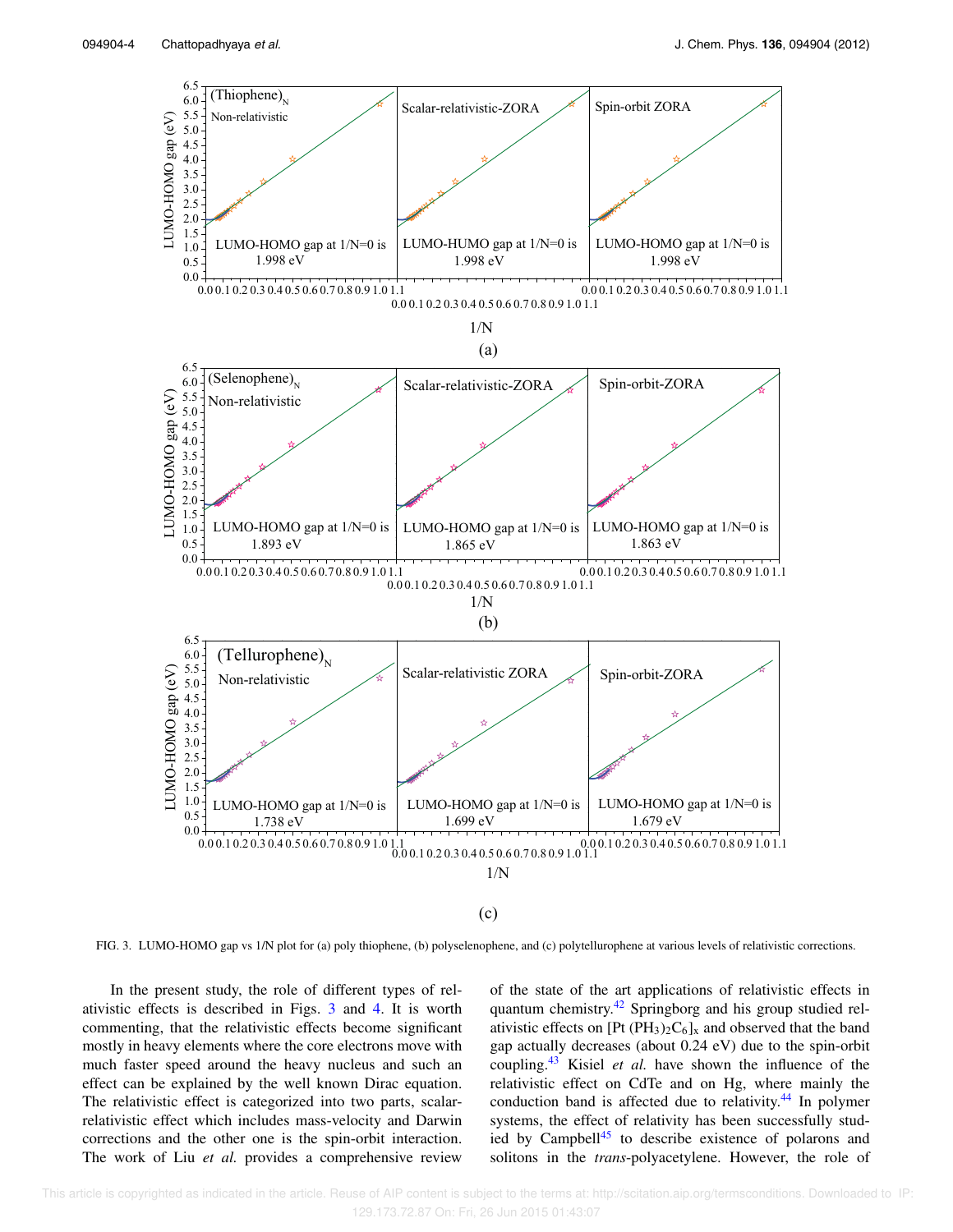FIG. 3. LUMO-HOMO gap vs 1/N plot for (a) poly thiophene, (b) polyselenophene, and (c) polytellurophene at various levels of relativistic corrections.

In the present study, the role of different types of relativistic effects is described in Figs. 3 and 4. It is worth commenting, that the relativistic effects become significant mostly in heavy elements where the core electrons move with much faster speed around the heavy nucleus and such an effect can be explained by the well known Dirac equation. The relativistic effect is categorized into two parts, scalar-relativistic effect which includes mass-velocity and Darwin corrections and the other one is the spin-orbit interaction. The work of Liu *et al.* provides a comprehensive review of the state of the art applications of relativistic effects in quantum chemistry.[42] Springborg and his group studied relativistic effects on $[Pt(PH_3)_2C_6]_x$ and observed that the band gap actually decreases (about 0.24 eV) due to the spin-orbit coupling.[43] Kisiel *et al.* have shown the influence of the relativistic effect on CdTe and on Hg, where mainly the conduction band is affected due to relativity.[44] In polymer systems, the effect of relativity has been successfully studied by Campbell[45] to describe existence of polarons and solitons in the *trans*-polyacetylene. However, the role of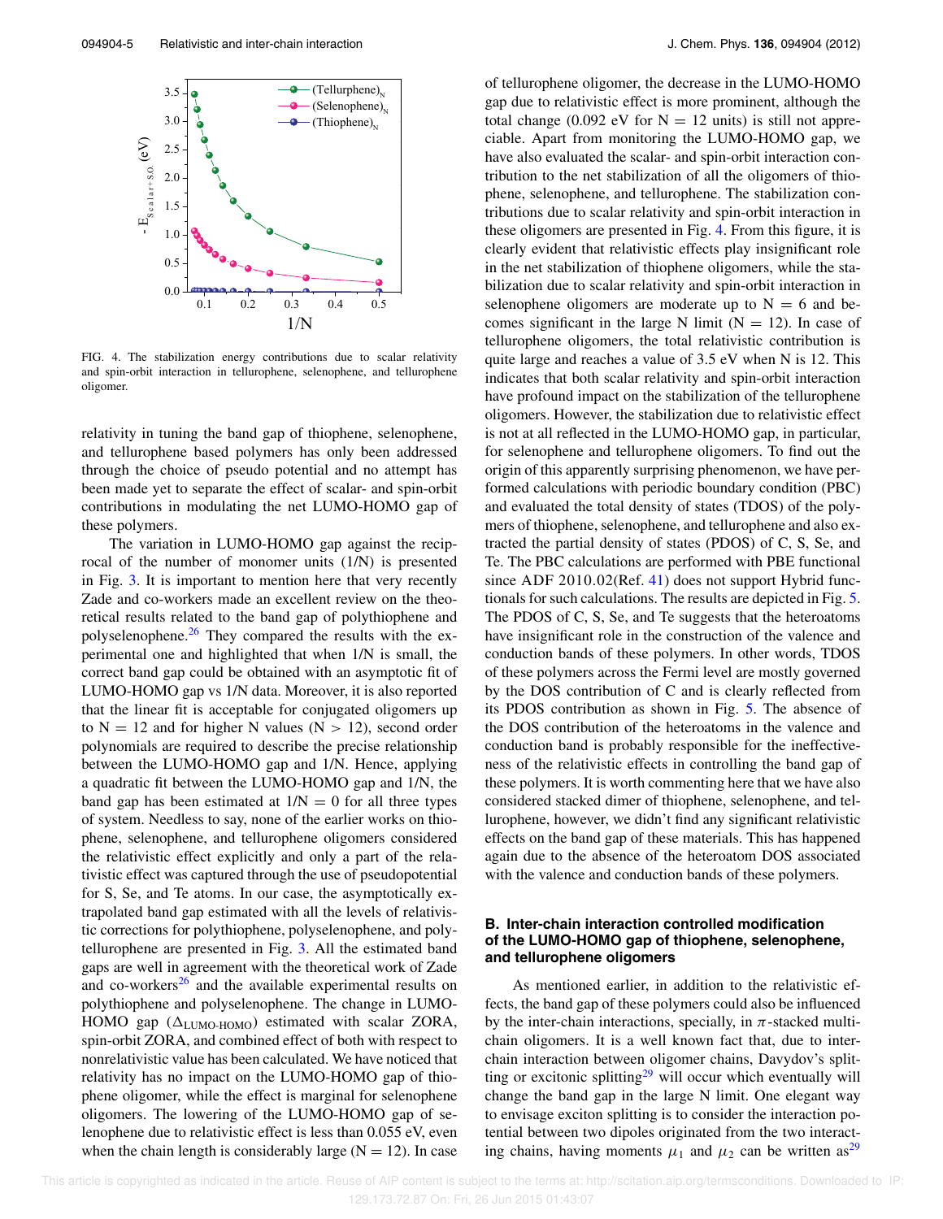FIG. 4. The stabilization energy contributions due to scalar relativity and spin-orbit interaction in tellurophene, selenophene, and tellurophene oligomer.

relativity in tuning the band gap of thiophene, selenophene, and tellurophene based polymers has only been addressed through the choice of pseudo potential and no attempt has been made yet to separate the effect of scalar- and spin-orbit contributions in modulating the net LUMO-HOMO gap of these polymers.

The variation in LUMO-HOMO gap against the reciprocal of the number of monomer units (1/N) is presented in Fig. 3. It is important to mention here that very recently Zade and co-workers made an excellent review on the theoretical results related to the band gap of polythiophene and polyselenophene.[26] They compared the results with the experimental one and highlighted that when 1/N is small, the correct band gap could be obtained with an asymptotic fit of LUMO-HOMO gap vs 1/N data. Moreover, it is also reported that the linear fit is acceptable for conjugated oligomers up to N = 12 and for higher N values (N > 12), second order polynomials are required to describe the precise relationship between the LUMO-HOMO gap and 1/N. Hence, applying a quadratic fit between the LUMO-HOMO gap and 1/N, the band gap has been estimated at 1/N = 0 for all three types of system. Needless to say, none of the earlier works on thiophene, selenophene, and tellurophene oligomers considered the relativistic effect explicitly and only a part of the relativistic effect was captured through the use of pseudopotential for S, Se, and Te atoms. In our case, the asymptotically extrapolated band gap estimated with all the levels of relativistic corrections for polythiophene, polyselenophene, and polytellurophene are presented in Fig. 3. All the estimated band gaps are well in agreement with the theoretical work of Zade and co-workers[26] and the available experimental results on polythiophene and polyselenophene. The change in LUMO-HOMO gap ($\Delta_{\text{LUMO-HOMO}}$) estimated with scalar ZORA, spin-orbit ZORA, and combined effect of both with respect to nonrelativistic value has been calculated. We have noticed that relativity has no impact on the LUMO-HOMO gap of thiophene oligomer, while the effect is marginal for selenophene oligomers. The lowering of the LUMO-HOMO gap of selenophene due to relativistic effect is less than 0.055 eV, even when the chain length is considerably large (N = 12). In case of tellurophene oligomer, the decrease in the LUMO-HOMO gap due to relativistic effect is more prominent, although the total change (0.092 eV for N = 12 units) is still not appreciable. Apart from monitoring the LUMO-HOMO gap, we have also evaluated the scalar- and spin-orbit interaction contribution to the net stabilization of all the oligomers of thiophene, selenophene, and tellurophene. The stabilization contributions due to scalar relativity and spin-orbit interaction in these oligomers are presented in Fig. 4. From this figure, it is clearly evident that relativistic effects play insignificant role in the net stabilization of thiophene oligomers, while the stabilization due to scalar relativity and spin-orbit interaction in selenophene oligomers are moderate up to N = 6 and becomes significant in the large N limit (N = 12). In case of tellurophene oligomers, the total relativistic contribution is quite large and reaches a value of 3.5 eV when N is 12. This indicates that both scalar relativity and spin-orbit interaction have profound impact on the stabilization of the tellurophene oligomers. However, the stabilization due to relativistic effect is not at all reflected in the LUMO-HOMO gap, in particular, for selenophene and tellurophene oligomers. To find out the origin of this apparently surprising phenomenon, we have performed calculations with periodic boundary condition (PBC) and evaluated the total density of states (TDOS) of the polymers of thiophene, selenophene, and tellurophene and also extracted the partial density of states (PDOS) of C, S, Se, and Te. The PBC calculations are performed with PBE functional since ADF 2010.02(Ref. 41) does not support Hybrid functionals for such calculations. The results are depicted in Fig. 5. The PDOS of C, S, Se, and Te suggests that the heteroatoms have insignificant role in the construction of the valence and conduction bands of these polymers. In other words, TDOS of these polymers across the Fermi level are mostly governed by the DOS contribution of C and is clearly reflected from its PDOS contribution as shown in Fig. 5. The absence of the DOS contribution of the heteroatoms in the valence and conduction band is probably responsible for the ineffectiveness of the relativistic effects in controlling the band gap of these polymers. It is worth commenting here that we have also considered stacked dimer of thiophene, selenophene, and tellurophene, however, we didn't find any significant relativistic effects on the band gap of these materials. This has happened again due to the absence of the heteroatom DOS associated with the valence and conduction bands of these polymers.

### B. Inter-chain interaction controlled modification of the LUMO-HOMO gap of thiophene, selenophene, and tellurophene oligomers

As mentioned earlier, in addition to the relativistic effects, the band gap of these polymers could also be influenced by the inter-chain interactions, specially, in $\pi$-stacked multi-chain oligomers. It is a well known fact that, due to inter-chain interaction between oligomer chains, Davydov's splitting or excitonic splitting[29] will occur which eventually will change the band gap in the large N limit. One elegant way to envisage exciton splitting is to consider the interaction potential between two dipoles originated from the two interacting chains, having moments $\mu_1$ and $\mu_2$ can be written as[29]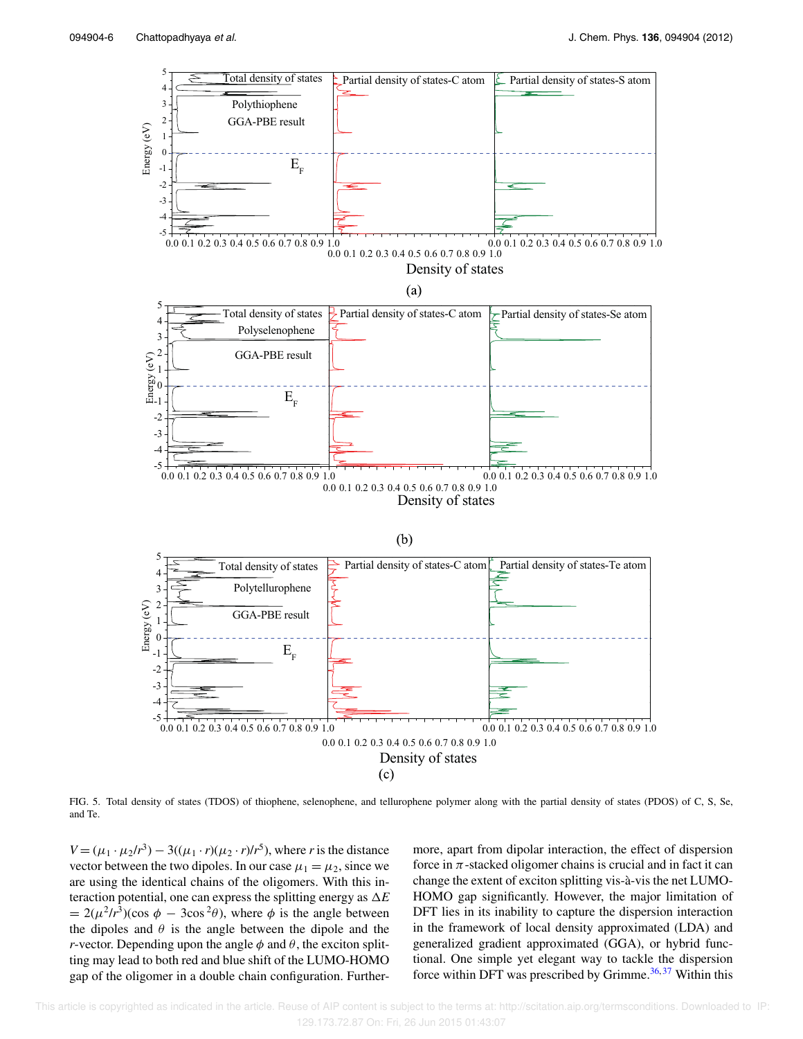FIG. 5. Total density of states (TDOS) of thiophene, selenophene, and tellurophene polymer along with the partial density of states (PDOS) of C, S, Se, and Te.

$V = (\mu_1 \cdot \mu_2/r^3) - 3((\mu_1 \cdot r)(\mu_2 \cdot r)/r^5)$, where $r$ is the distance vector between the two dipoles. In our case $\mu_1 = \mu_2$, since we are using the identical chains of the oligomers. With this interaction potential, one can express the splitting energy as $\Delta E = 2(\mu^2/r^3)(\cos\phi - 3\cos^2\theta)$, where $\phi$ is the angle between the dipoles and $\theta$ is the angle between the dipole and the $r$-vector. Depending upon the angle $\phi$ and $\theta$, the exciton splitting may lead to both red and blue shift of the LUMO-HOMO gap of the oligomer in a double chain configuration. Furthermore, apart from dipolar interaction, the effect of dispersion force in $\pi$-stacked oligomer chains is crucial and in fact it can change the extent of exciton splitting vis-à-vis the net LUMO-HOMO gap significantly. However, the major limitation of DFT lies in its inability to capture the dispersion interaction in the framework of local density approximated (LDA) and generalized gradient approximated (GGA), or hybrid functional. One simple yet elegant way to tackle the dispersion force within DFT was prescribed by Grimme.[36,37] Within this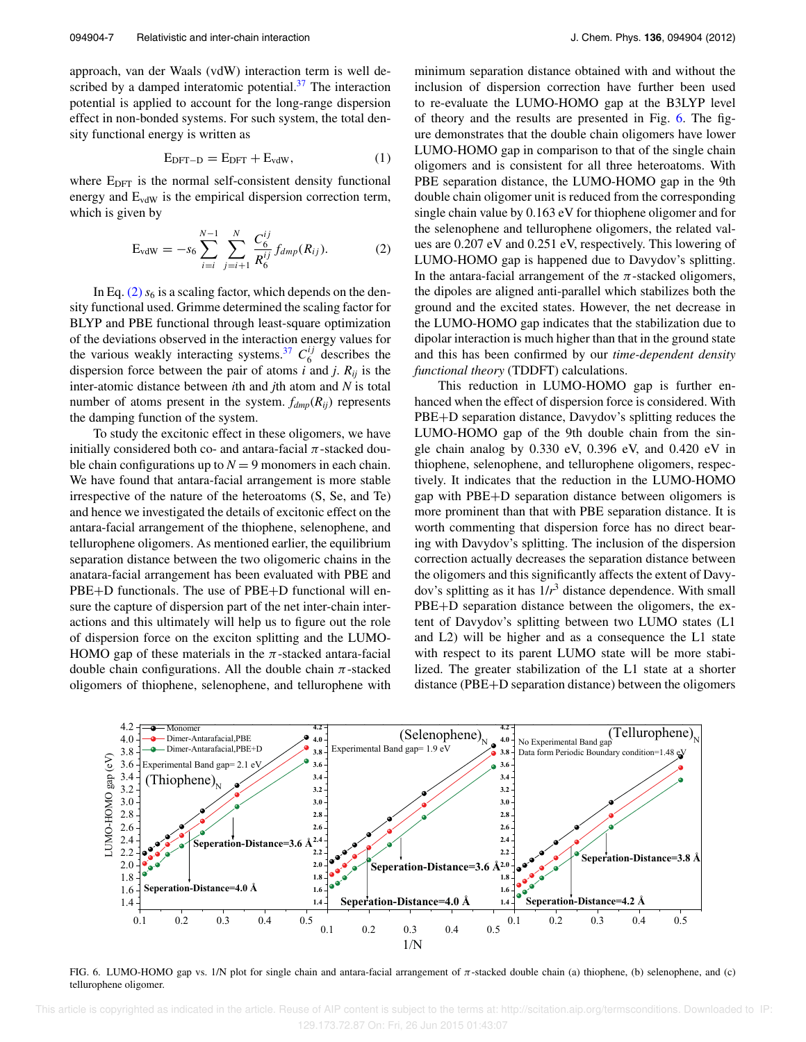approach, van der Waals (vdW) interaction term is well described by a damped interatomic potential.[37] The interaction potential is applied to account for the long-range dispersion effect in non-bonded systems. For such system, the total density functional energy is written as

$$E_{DFT-D} = E_{DFT} + E_{vdW}, \tag{1}$$

where $E_{DFT}$ is the normal self-consistent density functional energy and $E_{vdW}$ is the empirical dispersion correction term, which is given by

$$E_{vdW} = -s_6 \sum_{i=i}^{N-1} \sum_{j=i+1}^{N} \frac{C_6^{ij}}{R_6^{ij}} f_{dmp}(R_{ij}). \tag{2}$$

In Eq. (2) $s_6$ is a scaling factor, which depends on the density functional used. Grimme determined the scaling factor for BLYP and PBE functional through least-square optimization of the deviations observed in the interaction energy values for the various weakly interacting systems.[37] $C_6^{ij}$ describes the dispersion force between the pair of atoms $i$ and $j$. $R_{ij}$ is the inter-atomic distance between $i$th and $j$th atom and $N$ is total number of atoms present in the system. $f_{dmp}(R_{ij})$ represents the damping function of the system.

To study the excitonic effect in these oligomers, we have initially considered both co- and antara-facial $\pi$-stacked double chain configurations up to $N = 9$ monomers in each chain. We have found that antara-facial arrangement is more stable irrespective of the nature of the heteroatoms (S, Se, and Te) and hence we investigated the details of excitonic effect on the antara-facial arrangement of the thiophene, selenophene, and tellurophene oligomers. As mentioned earlier, the equilibrium separation distance between the two oligomeric chains in the anatara-facial arrangement has been evaluated with PBE and PBE+D functionals. The use of PBE+D functional will ensure the capture of dispersion part of the net inter-chain interactions and this ultimately will help us to figure out the role of dispersion force on the exciton splitting and the LUMO-HOMO gap of these materials in the $\pi$-stacked antara-facial double chain configurations. All the double chain $\pi$-stacked oligomers of thiophene, selenophene, and tellurophene with minimum separation distance obtained with and without the inclusion of dispersion correction have further been used to re-evaluate the LUMO-HOMO gap at the B3LYP level of theory and the results are presented in Fig. 6. The figure demonstrates that the double chain oligomers have lower LUMO-HOMO gap in comparison to that of the single chain oligomers and is consistent for all three heteroatoms. With PBE separation distance, the LUMO-HOMO gap in the 9th double chain oligomer unit is reduced from the corresponding single chain value by 0.163 eV for thiophene oligomer and for the selenophene and tellurophene oligomers, the related values are 0.207 eV and 0.251 eV, respectively. This lowering of LUMO-HOMO gap is happened due to Davydov's splitting. In the antara-facial arrangement of the $\pi$-stacked oligomers, the dipoles are aligned anti-parallel which stabilizes both the ground and the excited states. However, the net decrease in the LUMO-HOMO gap indicates that the stabilization due to dipolar interaction is much higher than that in the ground state and this has been confirmed by our *time-dependent density functional theory* (TDDFT) calculations.

This reduction in LUMO-HOMO gap is further enhanced when the effect of dispersion force is considered. With PBE+D separation distance, Davydov's splitting reduces the LUMO-HOMO gap of the 9th double chain from the single chain analog by 0.330 eV, 0.396 eV, and 0.420 eV in thiophene, selenophene, and tellurophene oligomers, respectively. It indicates that the reduction in the LUMO-HOMO gap with PBE+D separation distance between oligomers is more prominent than that with PBE separation distance. It is worth commenting that dispersion force has no direct bearing with Davydov's splitting. The inclusion of the dispersion correction actually decreases the separation distance between the oligomers and this significantly affects the extent of Davydov's splitting as it has $1/r^3$ distance dependence. With small PBE+D separation distance between the oligomers, the extent of Davydov's splitting between two LUMO states (L1 and L2) will be higher and as a consequence the L1 state with respect to its parent LUMO state will be more stabilized. The greater stabilization of the L1 state at a shorter distance (PBE+D separation distance) between the oligomers

FIG. 6. LUMO-HOMO gap vs. 1/N plot for single chain and antara-facial arrangement of $\pi$-stacked double chain (a) thiophene, (b) selenophene, and (c) tellurophene oligomer.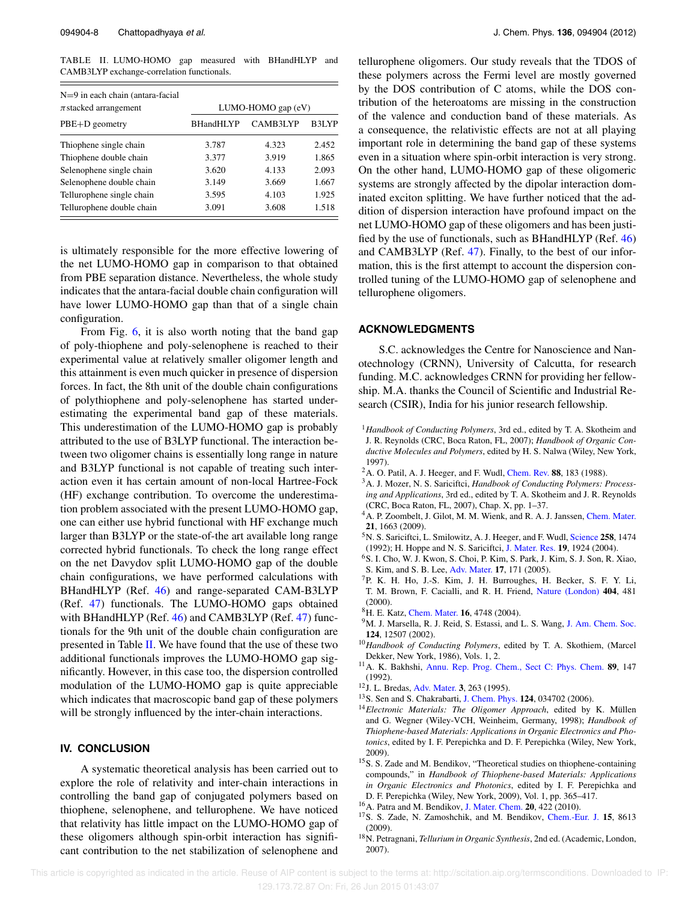TABLE II. LUMO-HOMO gap measured with BHandHLYP and CAMB3LYP exchange-correlation functionals.

| N=9 in each chain (antara-facial $\pi$ stacked arrangement | LUMO-HOMO gap (eV) | | |
|---|---|---|---|
| PBE+D geometry | BHandHLYP | CAMB3LYP | B3LYP |
| Thiophene single chain | 3.787 | 4.323 | 2.452 |
| Thiophene double chain | 3.377 | 3.919 | 1.865 |
| Selenophene single chain | 3.620 | 4.133 | 2.093 |
| Selenophene double chain | 3.149 | 3.669 | 1.667 |
| Tellurophene single chain | 3.595 | 4.103 | 1.925 |
| Tellurophene double chain | 3.091 | 3.608 | 1.518 |

is ultimately responsible for the more effective lowering of the net LUMO-HOMO gap in comparison to that obtained from PBE separation distance. Nevertheless, the whole study indicates that the antara-facial double chain configuration will have lower LUMO-HOMO gap than that of a single chain configuration.

From Fig. 6, it is also worth noting that the band gap of poly-thiophene and poly-selenophene is reached to their experimental value at relatively smaller oligomer length and this attainment is even much quicker in presence of dispersion forces. In fact, the 8th unit of the double chain configurations of polythiophene and poly-selenophene has started underestimating the experimental band gap of these materials. This underestimation of the LUMO-HOMO gap is probably attributed to the use of B3LYP functional. The interaction between two oligomer chains is essentially long range in nature and B3LYP functional is not capable of treating such interaction even it has certain amount of non-local Hartree-Fock (HF) exchange contribution. To overcome the underestimation problem associated with the present LUMO-HOMO gap, one can either use hybrid functional with HF exchange much larger than B3LYP or the state-of-the art available long range corrected hybrid functionals. To check the long range effect on the net Davydov split LUMO-HOMO gap of the double chain configurations, we have performed calculations with BHandHLYP (Ref. 46) and range-separated CAM-B3LYP (Ref. 47) functionals. The LUMO-HOMO gaps obtained with BHandHLYP (Ref. 46) and CAMB3LYP (Ref. 47) functionals for the 9th unit of the double chain configuration are presented in Table II. We have found that the use of these two additional functionals improves the LUMO-HOMO gap significantly. However, in this case too, the dispersion controlled modulation of the LUMO-HOMO gap is quite appreciable which indicates that macroscopic band gap of these polymers will be strongly influenced by the inter-chain interactions.

## IV. CONCLUSION

A systematic theoretical analysis has been carried out to explore the role of relativity and inter-chain interactions in controlling the band gap of conjugated polymers based on thiophene, selenophene, and tellurophene. We have noticed that relativity has little impact on the LUMO-HOMO gap of these oligomers although spin-orbit interaction has significant contribution to the net stabilization of selenophene and tellurophene oligomers. Our study reveals that the TDOS of these polymers across the Fermi level are mostly governed by the DOS contribution of C atoms, while the DOS contribution of the heteroatoms are missing in the construction of the valence and conduction band of these materials. As a consequence, the relativistic effects are not at all playing important role in determining the band gap of these systems even in a situation where spin-orbit interaction is very strong. On the other hand, LUMO-HOMO gap of these oligomeric systems are strongly affected by the dipolar interaction dominated exciton splitting. We have further noticed that the addition of dispersion interaction have profound impact on the net LUMO-HOMO gap of these oligomers and has been justified by the use of functionals, such as BHandHLYP (Ref. 46) and CAMB3LYP (Ref. 47). Finally, to the best of our information, this is the first attempt to account the dispersion controlled tuning of the LUMO-HOMO gap of selenophene and tellurophene oligomers.

## ACKNOWLEDGMENTS

S.C. acknowledges the Centre for Nanoscience and Nanotechnology (CRNN), University of Calcutta, for research funding. M.C. acknowledges CRNN for providing her fellowship. M.A. thanks the Council of Scientific and Industrial Research (CSIR), India for his junior research fellowship.

[1] *Handbook of Conducting Polymers*, 3rd ed., edited by T. A. Skotheim and J. R. Reynolds (CRC, Boca Raton, FL, 2007); *Handbook of Organic Conductive Molecules and Polymers*, edited by H. S. Nalwa (Wiley, New York, 1997).
[2] A. O. Patil, A. J. Heeger, and F. Wudl, Chem. Rev. **88**, 183 (1988).
[3] A. J. Mozer, N. S. Sariciftci, *Handbook of Conducting Polymers: Processing and Applications*, 3rd ed., edited by T. A. Skotheim and J. R. Reynolds (CRC, Boca Raton, FL, 2007), Chap. X, pp. 1–37.
[4] A. P. Zoombelt, J. Gilot, M. M. Wienk, and R. A. J. Janssen, Chem. Mater. **21**, 1663 (2009).
[5] N. S. Sariciftci, L. Smilowitz, A. J. Heeger, and F. Wudl, Science **258**, 1474 (1992); H. Hoppe and N. S. Sariciftci, J. Mater. Res. **19**, 1924 (2004).
[6] S. I. Cho, W. J. Kwon, S. Choi, P. Kim, S. Park, J. Kim, S. J. Son, R. Xiao, S. Kim, and S. B. Lee, Adv. Mater. **17**, 171 (2005).
[7] P. K. H. Ho, J.-S. Kim, J. H. Burroughes, H. Becker, S. F. Y. Li, T. M. Brown, F. Cacialli, and R. H. Friend, Nature (London) **404**, 481 (2000).
[8] H. E. Katz, Chem. Mater. **16**, 4748 (2004).
[9] M. J. Marsella, R. J. Reid, S. Estassi, and L. S. Wang, J. Am. Chem. Soc. **124**, 12507 (2002).
[10] *Handbook of Conducting Polymers*, edited by T. A. Skothiem, (Marcel Dekker, New York, 1986), Vols. 1, 2.
[11] A. K. Bakhshi, Annu. Rep. Prog. Chem., Sect C: Phys. Chem. **89**, 147 (1992).
[12] J. L. Bredas, Adv. Mater. **3**, 263 (1995).
[13] S. Sen and S. Chakrabarti, J. Chem. Phys. **124**, 034702 (2006).
[14] *Electronic Materials: The Oligomer Approach*, edited by K. Müllen and G. Wegner (Wiley-VCH, Weinheim, Germany, 1998); *Handbook of Thiophene-based Materials: Applications in Organic Electronics and Photonics*, edited by I. F. Perepichka and D. F. Perepichka (Wiley, New York, 2009).
[15] S. S. Zade and M. Bendikov, "Theoretical studies on thiophene-containing compounds," in *Handbook of Thiophene-based Materials: Applications in Organic Electronics and Photonics*, edited by I. F. Perepichka and D. F. Perepichka (Wiley, New York, 2009), Vol. 1, pp. 365–417.
[16] A. Patra and M. Bendikov, J. Mater. Chem. **20**, 422 (2010).
[17] S. S. Zade, N. Zamoshchik, and M. Bendikov, Chem.-Eur. J. **15**, 8613 (2009).
[18] N. Petragnani, *Tellurium in Organic Synthesis*, 2nd ed. (Academic, London, 2007).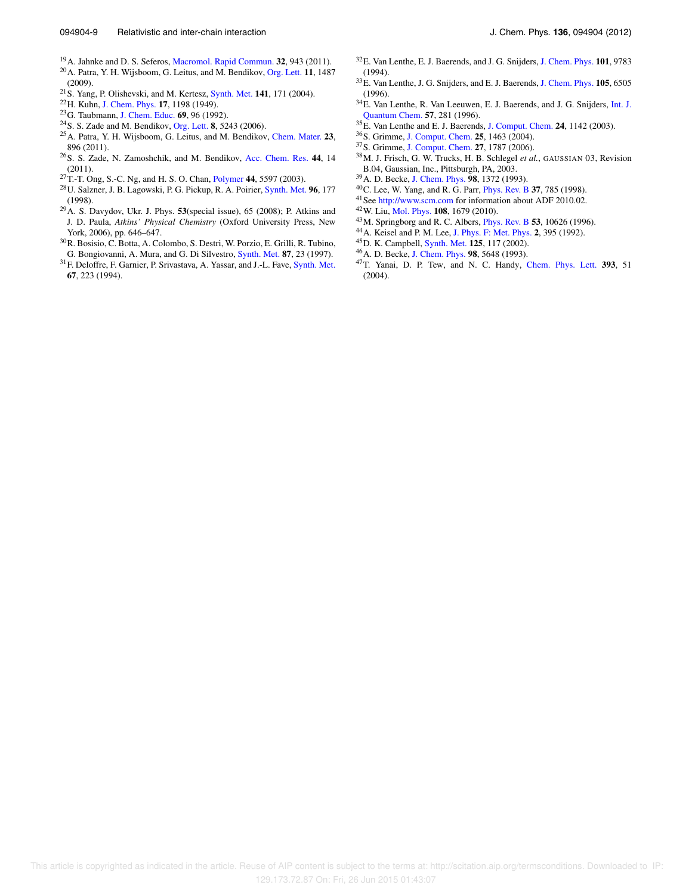[19] A. Jahnke and D. S. Seferos, Macromol. Rapid Commun. **32**, 943 (2011).

[20] A. Patra, Y. H. Wijsboom, G. Leitus, and M. Bendikov, Org. Lett. **11**, 1487 (2009).

[21] S. Yang, P. Olishevski, and M. Kertesz, Synth. Met. **141**, 171 (2004).

[22] H. Kuhn, J. Chem. Phys. **17**, 1198 (1949).

[23] G. Taubmann, J. Chem. Educ. **69**, 96 (1992).

[24] S. S. Zade and M. Bendikov, Org. Lett. **8**, 5243 (2006).

[25] A. Patra, Y. H. Wijsboom, G. Leitus, and M. Bendikov, Chem. Mater. **23**, 896 (2011).

[26] S. S. Zade, N. Zamoshchik, and M. Bendikov, Acc. Chem. Res. **44**, 14 (2011).

[27] T.-T. Ong, S.-C. Ng, and H. S. O. Chan, Polymer **44**, 5597 (2003).

[28] U. Salzner, J. B. Lagowski, P. G. Pickup, R. A. Poirier, Synth. Met. **96**, 177 (1998).

[29] A. S. Davydov, Ukr. J. Phys. **53**(special issue), 65 (2008); P. Atkins and J. D. Paula, *Atkins' Physical Chemistry* (Oxford University Press, New York, 2006), pp. 646–647.

[30] R. Bosisio, C. Botta, A. Colombo, S. Destri, W. Porzio, E. Grilli, R. Tubino, G. Bongiovanni, A. Mura, and G. Di Silvestro, Synth. Met. **87**, 23 (1997).

[31] F. Deloffre, F. Garnier, P. Srivastava, A. Yassar, and J.-L. Fave, Synth. Met. **67**, 223 (1994).

[32] E. Van Lenthe, E. J. Baerends, and J. G. Snijders, J. Chem. Phys. **101**, 9783 (1994).

[33] E. Van Lenthe, J. G. Snijders, and E. J. Baerends, J. Chem. Phys. **105**, 6505 (1996).

[34] E. Van Lenthe, R. Van Leeuwen, E. J. Baerends, and J. G. Snijders, Int. J. Quantum Chem. **57**, 281 (1996).

[35] E. Van Lenthe and E. J. Baerends, J. Comput. Chem. **24**, 1142 (2003).

[36] S. Grimme, J. Comput. Chem. **25**, 1463 (2004).

[37] S. Grimme, J. Comput. Chem. **27**, 1787 (2006).

[38] M. J. Frisch, G. W. Trucks, H. B. Schlegel *et al.*, GAUSSIAN 03, Revision B.04, Gaussian, Inc., Pittsburgh, PA, 2003.

[39] A. D. Becke, J. Chem. Phys. **98**, 1372 (1993).

[40] C. Lee, W. Yang, and R. G. Parr, Phys. Rev. B **37**, 785 (1998).

[41] See http://www.scm.com for information about ADF 2010.02.

[42] W. Liu, Mol. Phys. **108**, 1679 (2010).

[43] M. Springborg and R. C. Albers, Phys. Rev. B **53**, 10626 (1996).

[44] A. Keisel and P. M. Lee, J. Phys. F: Met. Phys. **2**, 395 (1992).

[45] D. K. Campbell, Synth. Met. **125**, 117 (2002).

[46] A. D. Becke, J. Chem. Phys. **98**, 5648 (1993).

[47] T. Yanai, D. P. Tew, and N. C. Handy, Chem. Phys. Lett. **393**, 51 (2004).